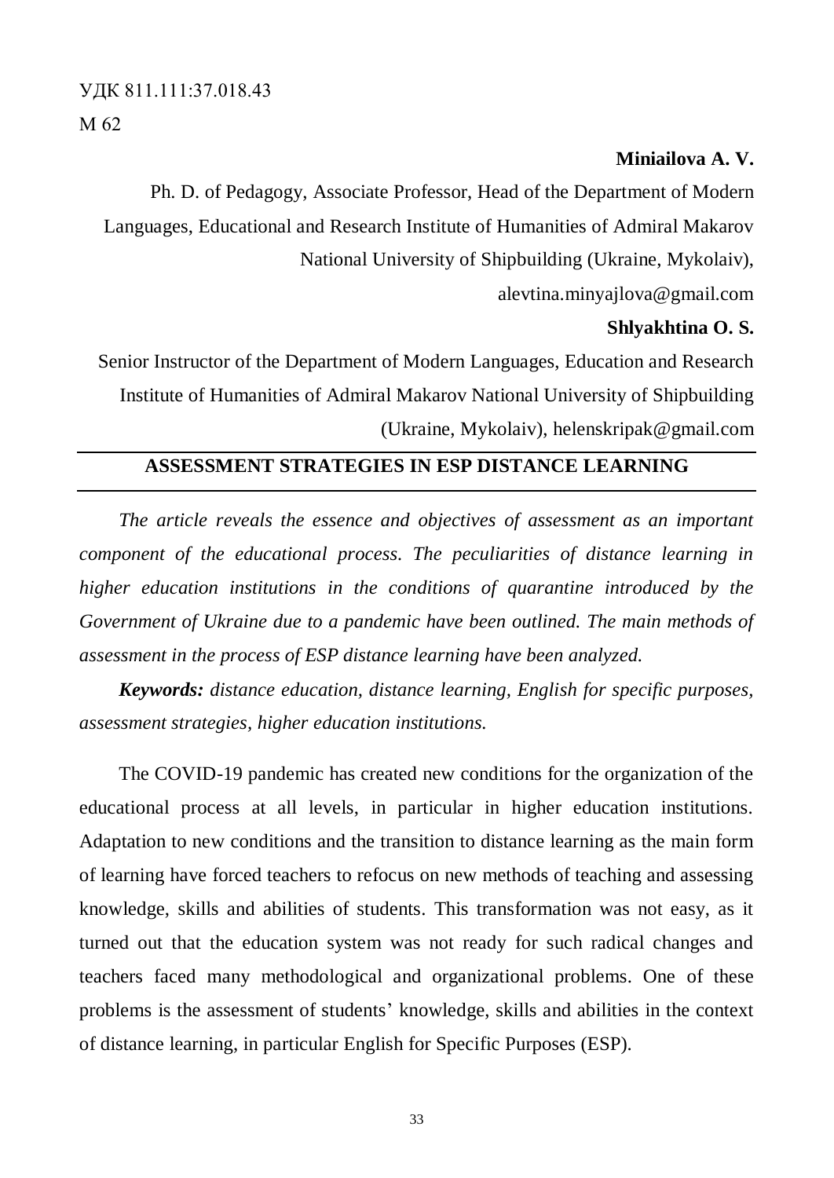УДК 811.111:37.018.43

М 62

**Miniailova A. V.**

Ph. D. of Pedagogy, Associate Professor, Head of the Department of Modern Languages, Educational and Research Institute of Humanities of Admiral Makarov National University of Shipbuilding (Ukraine, Mykolaiv), alevtina.minyajlova@gmail.com

**Shlyakhtina O. S.**

Senior Instructor of the Department of Modern Languages, Education and Research Institute of Humanities of Admiral Makarov National University of Shipbuilding (Ukraine, Mykolaiv), helenskripak@gmail.com

# ASSESSMENT STRATEGIES IN ESP DISTANCE LEARNING

*The article reveals the essence and objectives of assessment as an important component of the educational process. The peculiarities of distance learning in higher education institutions in the conditions of quarantine introduced by the Government of Ukraine due to a pandemic have been outlined. The main methods of assessment in the process of ESP distance learning have been analyzed.*

***Keywords:*** *distance education, distance learning, English for specific purposes, assessment strategies, higher education institutions.*

The COVID-19 pandemic has created new conditions for the organization of the educational process at all levels, in particular in higher education institutions. Adaptation to new conditions and the transition to distance learning as the main form of learning have forced teachers to refocus on new methods of teaching and assessing knowledge, skills and abilities of students. This transformation was not easy, as it turned out that the education system was not ready for such radical changes and teachers faced many methodological and organizational problems. One of these problems is the assessment of students' knowledge, skills and abilities in the context of distance learning, in particular English for Specific Purposes (ESP).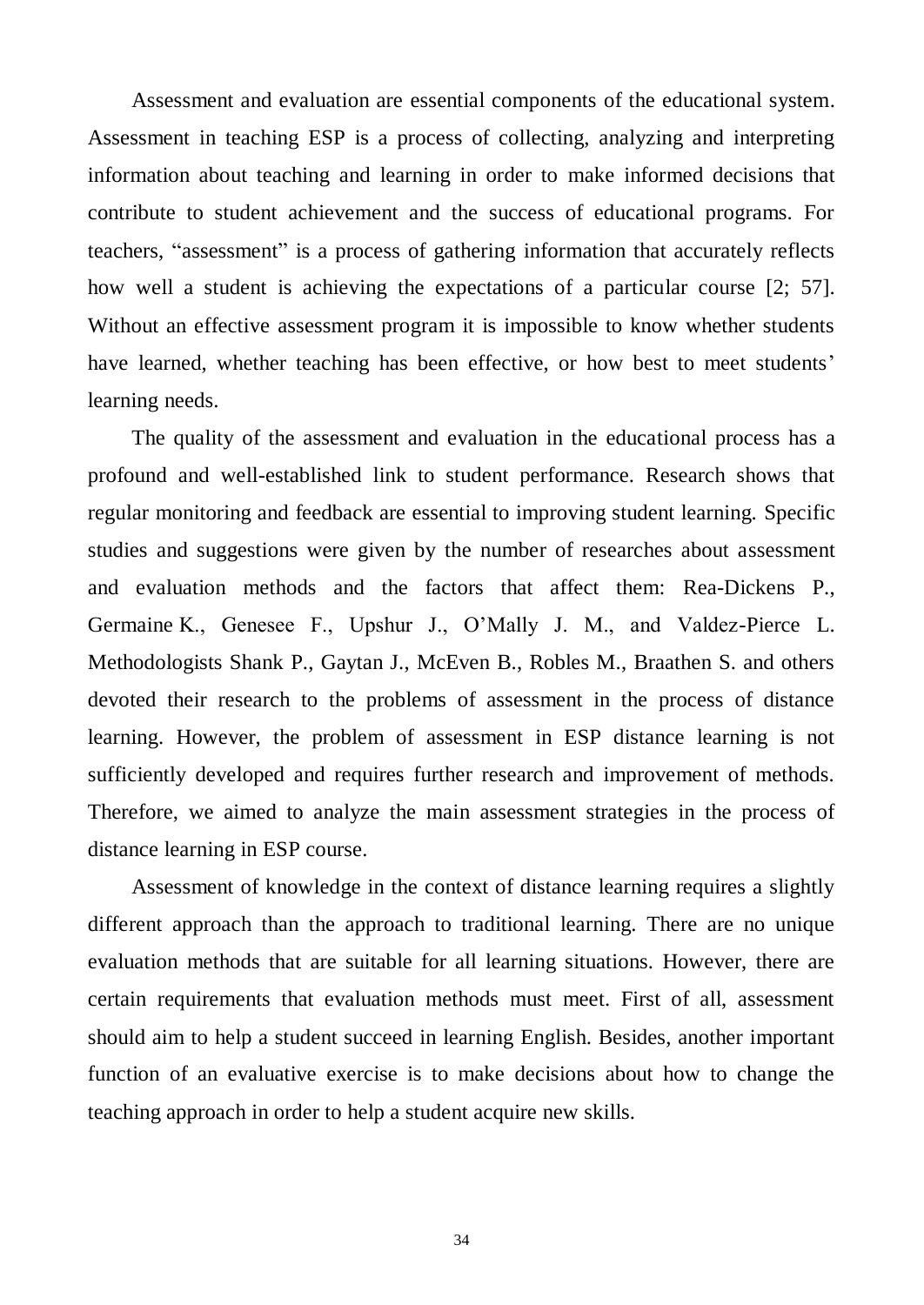Assessment and evaluation are essential components of the educational system. Assessment in teaching ESP is a process of collecting, analyzing and interpreting information about teaching and learning in order to make informed decisions that contribute to student achievement and the success of educational programs. For teachers, "assessment" is a process of gathering information that accurately reflects how well a student is achieving the expectations of a particular course [2; 57]. Without an effective assessment program it is impossible to know whether students have learned, whether teaching has been effective, or how best to meet students' learning needs.

The quality of the assessment and evaluation in the educational process has a profound and well-established link to student performance. Research shows that regular monitoring and feedback are essential to improving student learning. Specific studies and suggestions were given by the number of researches about assessment and evaluation methods and the factors that affect them: Rea-Dickens P., Germaine K., Genesee F., Upshur J., O'Mally J. M., and Valdez-Pierce L. Methodologists Shank P., Gaytan J., McEven B., Robles M., Braathen S. and others devoted their research to the problems of assessment in the process of distance learning. However, the problem of assessment in ESP distance learning is not sufficiently developed and requires further research and improvement of methods. Therefore, we aimed to analyze the main assessment strategies in the process of distance learning in ESP course.

Assessment of knowledge in the context of distance learning requires a slightly different approach than the approach to traditional learning. There are no unique evaluation methods that are suitable for all learning situations. However, there are certain requirements that evaluation methods must meet. First of all, assessment should aim to help a student succeed in learning English. Besides, another important function of an evaluative exercise is to make decisions about how to change the teaching approach in order to help a student acquire new skills.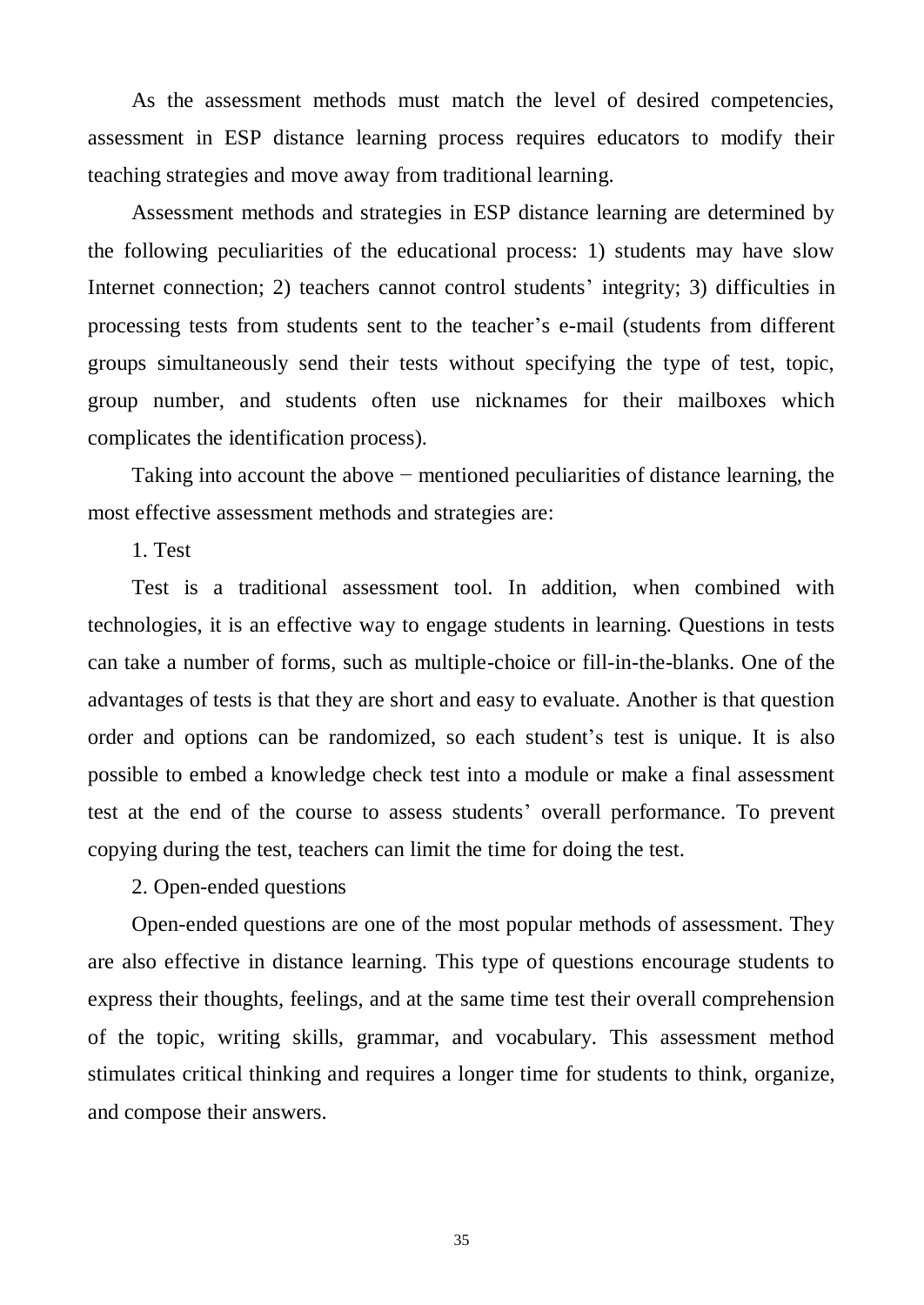As the assessment methods must match the level of desired competencies, assessment in ESP distance learning process requires educators to modify their teaching strategies and move away from traditional learning.

Assessment methods and strategies in ESP distance learning are determined by the following peculiarities of the educational process: 1) students may have slow Internet connection; 2) teachers cannot control students' integrity; 3) difficulties in processing tests from students sent to the teacher's e-mail (students from different groups simultaneously send their tests without specifying the type of test, topic, group number, and students often use nicknames for their mailboxes which complicates the identification process).

Taking into account the above − mentioned peculiarities of distance learning, the most effective assessment methods and strategies are:

1. Test

Test is a traditional assessment tool. In addition, when combined with technologies, it is an effective way to engage students in learning. Questions in tests can take a number of forms, such as multiple-choice or fill-in-the-blanks. One of the advantages of tests is that they are short and easy to evaluate. Another is that question order and options can be randomized, so each student's test is unique. It is also possible to embed a knowledge check test into a module or make a final assessment test at the end of the course to assess students' overall performance. To prevent copying during the test, teachers can limit the time for doing the test.

2. Open-ended questions

Open-ended questions are one of the most popular methods of assessment. They are also effective in distance learning. This type of questions encourage students to express their thoughts, feelings, and at the same time test their overall comprehension of the topic, writing skills, grammar, and vocabulary. This assessment method stimulates critical thinking and requires a longer time for students to think, organize, and compose their answers.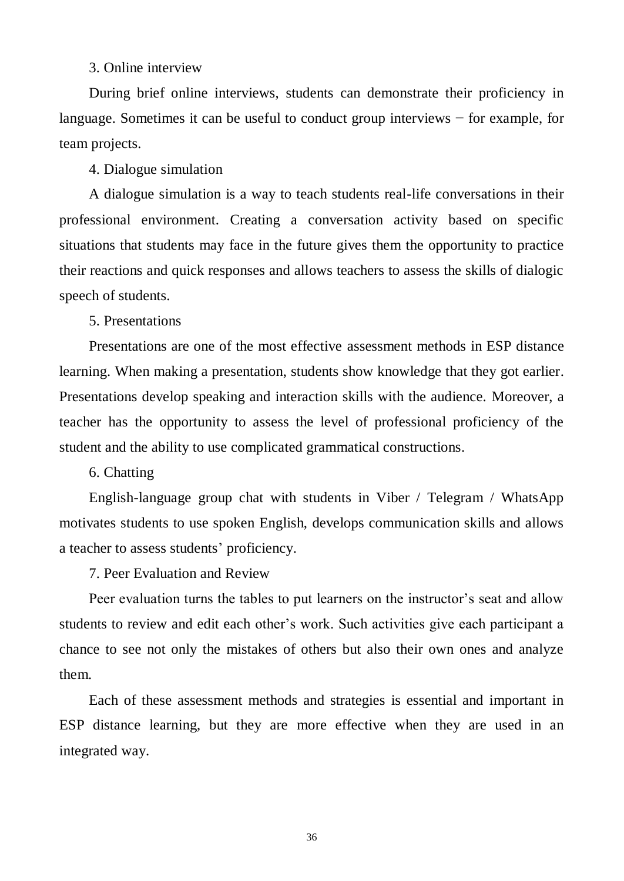3. Online interview

During brief online interviews, students can demonstrate their proficiency in language. Sometimes it can be useful to conduct group interviews − for example, for team projects.

4. Dialogue simulation

A dialogue simulation is a way to teach students real-life conversations in their professional environment. Creating a conversation activity based on specific situations that students may face in the future gives them the opportunity to practice their reactions and quick responses and allows teachers to assess the skills of dialogic speech of students.

5. Presentations

Presentations are one of the most effective assessment methods in ESP distance learning. When making a presentation, students show knowledge that they got earlier. Presentations develop speaking and interaction skills with the audience. Moreover, a teacher has the opportunity to assess the level of professional proficiency of the student and the ability to use complicated grammatical constructions.

6. Chatting

English-language group chat with students in Viber / Telegram / WhatsApp motivates students to use spoken English, develops communication skills and allows a teacher to assess students' proficiency.

7. Peer Evaluation and Review

Peer evaluation turns the tables to put learners on the instructor's seat and allow students to review and edit each other's work. Such activities give each participant a chance to see not only the mistakes of others but also their own ones and analyze them.

Each of these assessment methods and strategies is essential and important in ESP distance learning, but they are more effective when they are used in an integrated way.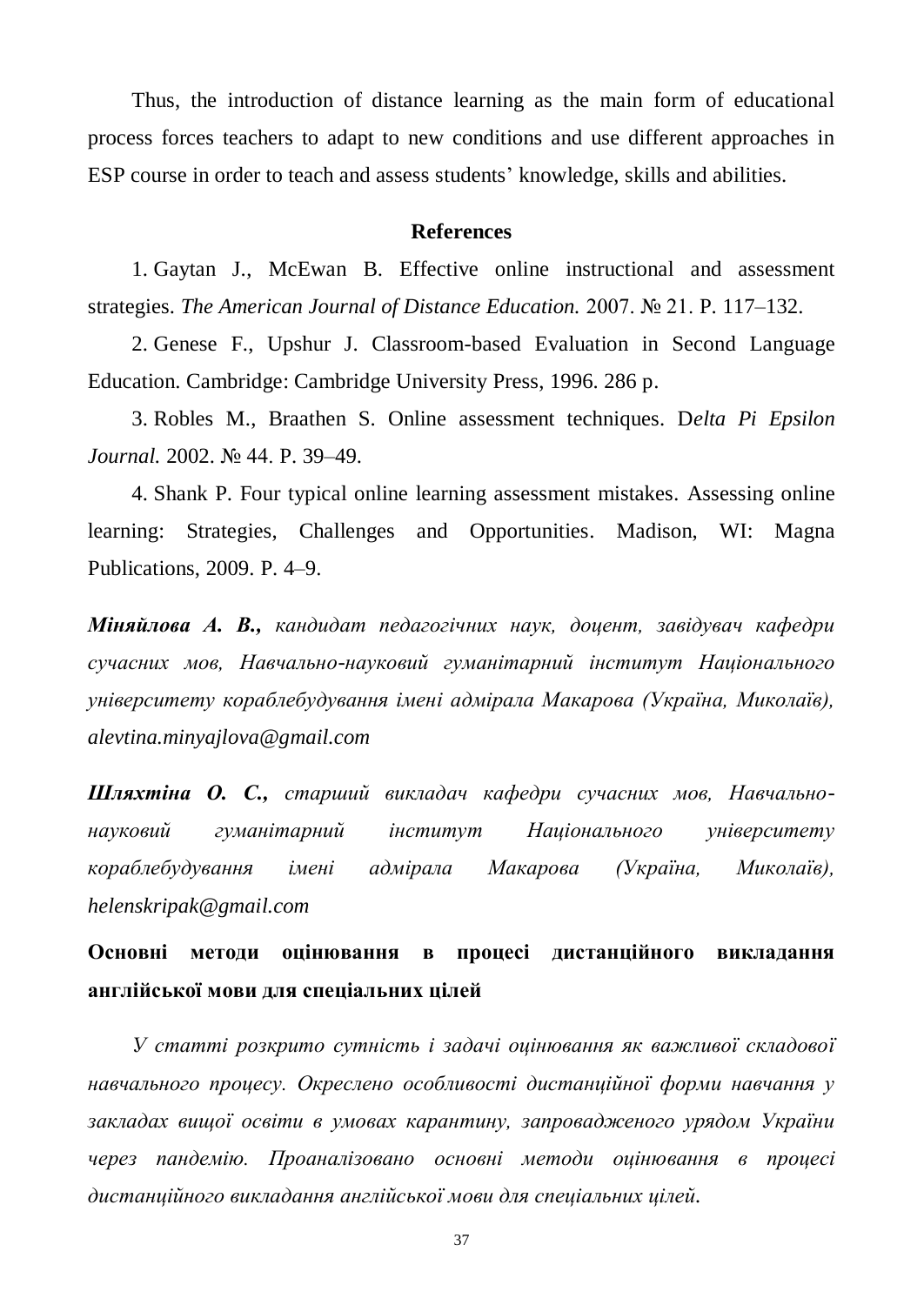Thus, the introduction of distance learning as the main form of educational process forces teachers to adapt to new conditions and use different approaches in ESP course in order to teach and assess students' knowledge, skills and abilities.

**References**

1. Gaytan J., McEwan B. Effective online instructional and assessment strategies. *The American Journal of Distance Education.* 2007. № 21. P. 117–132.

2. Genese F., Upshur J. Classroom-based Evaluation in Second Language Education. Cambridge: Cambridge University Press, 1996. 286 p.

3. Robles M., Braathen S. Online assessment techniques. D*elta Pi Epsilon Journal.* 2002. № 44. P. 39–49.

4. Shank P. Four typical online learning assessment mistakes. Assessing online learning: Strategies, Challenges and Opportunities. Madison, WI: Magna Publications, 2009. P. 4–9.

***Міняйлова А. В.,*** *кандидат педагогічних наук, доцент, завідувач кафедри сучасних мов, Навчально-науковий гуманітарний інститут Національного університету кораблебудування імені адмірала Макарова (Україна, Миколаїв), alevtina.minyajlova@gmail.com*

***Шляхтіна О. С.,*** *старший викладач кафедри сучасних мов, Навчально-науковий гуманітарний інститут Національного університету кораблебудування імені адмірала Макарова (Україна, Миколаїв), helenskripak@gmail.com*

## Основні методи оцінювання в процесі дистанційного викладання англійської мови для спеціальних цілей

*У статті розкрито сутність і задачі оцінювання як важливої складової навчального процесу. Окреслено особливості дистанційної форми навчання у закладах вищої освіти в умовах карантину, запровадженого урядом України через пандемію. Проаналізовано основні методи оцінювання в процесі дистанційного викладання англійської мови для спеціальних цілей.*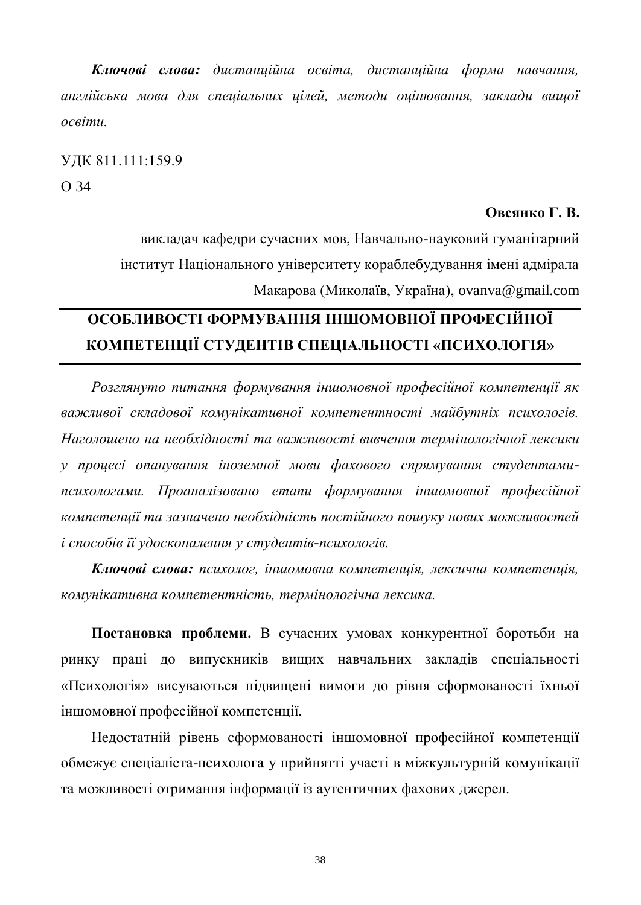***Ключові слова:*** *дистанційна освіта, дистанційна форма навчання, англійська мова для спеціальних цілей, методи оцінювання, заклади вищої освіти.*

УДК 811.111:159.9

О 34

**Овсянко Г. В.**

викладач кафедри сучасних мов, Навчально-науковий гуманітарний інститут Національного університету кораблебудування імені адмірала Макарова (Миколаїв, Україна), ovanva@gmail.com

## ОСОБЛИВОСТІ ФОРМУВАННЯ ІНШОМОВНОЇ ПРОФЕСІЙНОЇ КОМПЕТЕНЦІЇ СТУДЕНТІВ СПЕЦІАЛЬНОСТІ «ПСИХОЛОГІЯ»

*Розглянуто питання формування іншомовної професійної компетенції як важливої складової комунікативної компетентності майбутніх психологів. Наголошено на необхідності та важливості вивчення термінологічної лексики у процесі опанування іноземної мови фахового спрямування студентами-психологами. Проаналізовано етапи формування іншомовної професійної компетенції та зазначено необхідність постійного пошуку нових можливостей і способів її удосконалення у студентів-психологів.*

***Ключові слова:*** *психолог, іншомовна компетенція, лексична компетенція, комунікативна компетентність, термінологічна лексика.*

**Постановка проблеми.** В сучасних умовах конкурентної боротьби на ринку праці до випускників вищих навчальних закладів спеціальності «Психологія» висуваються підвищені вимоги до рівня сформованості їхньої іншомовної професійної компетенції.

Недостатній рівень сформованості іншомовної професійної компетенції обмежує спеціаліста-психолога у прийнятті участі в міжкультурній комунікації та можливості отримання інформації із аутентичних фахових джерел.